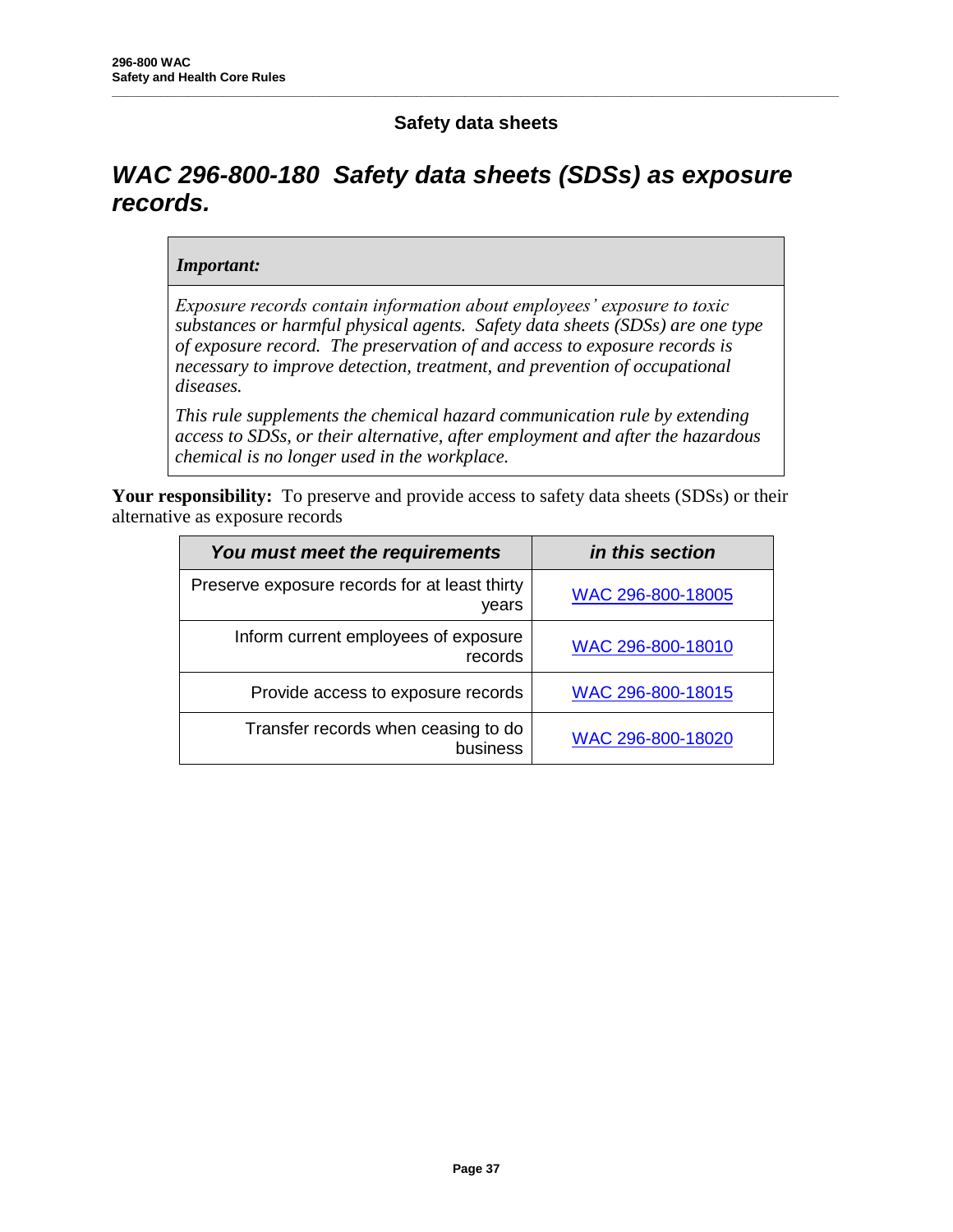## Safety data sheets

# *WAC 296-800-180 Safety data sheets (SDSs) as exposure records.*

| *Important:* |
| --- |
| *Exposure records contain information about employees' exposure to toxic substances or harmful physical agents. Safety data sheets (SDSs) are one type of exposure record. The preservation of and access to exposure records is necessary to improve detection, treatment, and prevention of occupational diseases.*<br><br>*This rule supplements the chemical hazard communication rule by extending access to SDSs, or their alternative, after employment and after the hazardous chemical is no longer used in the workplace.* |

**Your responsibility:** To preserve and provide access to safety data sheets (SDSs) or their alternative as exposure records

| *You must meet the requirements* | *in this section* |
| --- | --- |
| Preserve exposure records for at least thirty years | WAC 296-800-18005 |
| Inform current employees of exposure records | WAC 296-800-18010 |
| Provide access to exposure records | WAC 296-800-18015 |
| Transfer records when ceasing to do business | WAC 296-800-18020 |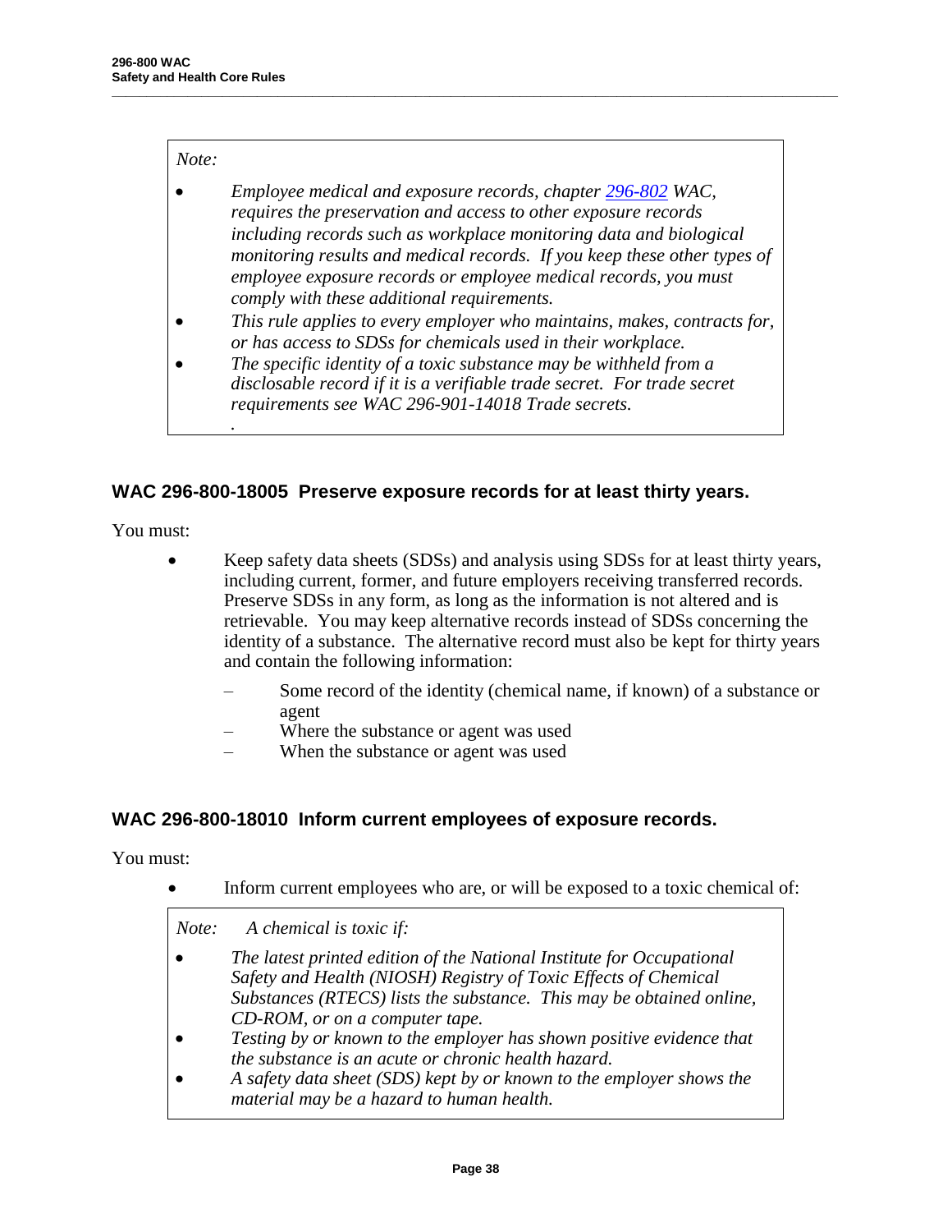*Note:*

- *Employee medical and exposure records, chapter [296-802](296-802) WAC, requires the preservation and access to other exposure records including records such as workplace monitoring data and biological monitoring results and medical records. If you keep these other types of employee exposure records or employee medical records, you must comply with these additional requirements.*
- *This rule applies to every employer who maintains, makes, contracts for, or has access to SDSs for chemicals used in their workplace.*
- *The specific identity of a toxic substance may be withheld from a disclosable record if it is a verifiable trade secret. For trade secret requirements see WAC 296-901-14018 Trade secrets.*

*.*

## WAC 296-800-18005 Preserve exposure records for at least thirty years.

You must:

- Keep safety data sheets (SDSs) and analysis using SDSs for at least thirty years, including current, former, and future employers receiving transferred records. Preserve SDSs in any form, as long as the information is not altered and is retrievable. You may keep alternative records instead of SDSs concerning the identity of a substance. The alternative record must also be kept for thirty years and contain the following information:
  - Some record of the identity (chemical name, if known) of a substance or agent
  - Where the substance or agent was used
  - When the substance or agent was used

## WAC 296-800-18010 Inform current employees of exposure records.

You must:

- Inform current employees who are, or will be exposed to a toxic chemical of:

*Note: A chemical is toxic if:*

- *The latest printed edition of the National Institute for Occupational Safety and Health (NIOSH) Registry of Toxic Effects of Chemical Substances (RTECS) lists the substance. This may be obtained online, CD-ROM, or on a computer tape.*
- *Testing by or known to the employer has shown positive evidence that the substance is an acute or chronic health hazard.*
- *A safety data sheet (SDS) kept by or known to the employer shows the material may be a hazard to human health.*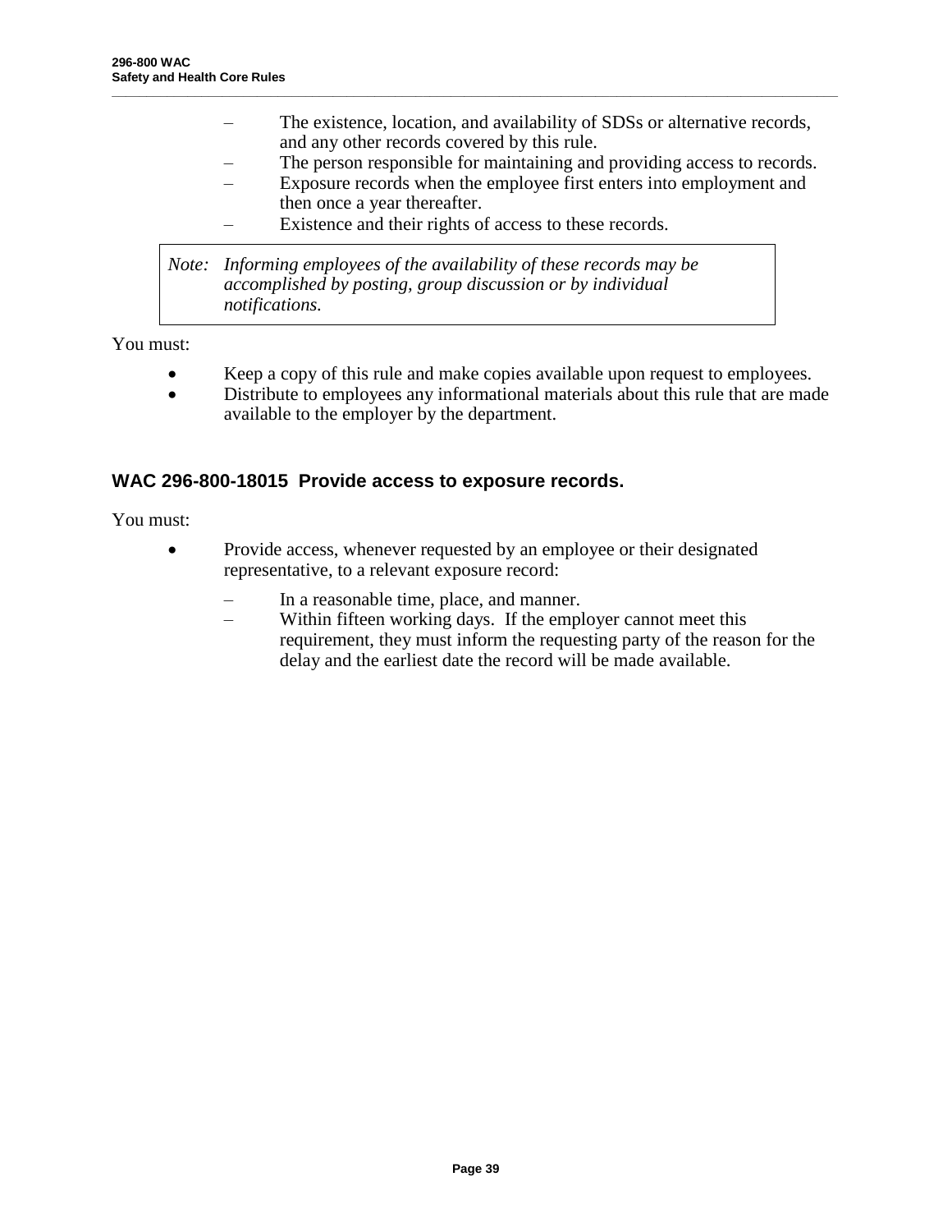- The existence, location, and availability of SDSs or alternative records, and any other records covered by this rule.
  - The person responsible for maintaining and providing access to records.
  - Exposure records when the employee first enters into employment and then once a year thereafter.
  - Existence and their rights of access to these records.

> *Note: Informing employees of the availability of these records may be accomplished by posting, group discussion or by individual notifications.*

You must:

- Keep a copy of this rule and make copies available upon request to employees.
- Distribute to employees any informational materials about this rule that are made available to the employer by the department.

### WAC 296-800-18015 Provide access to exposure records.

You must:

- Provide access, whenever requested by an employee or their designated representative, to a relevant exposure record:
  - In a reasonable time, place, and manner.
  - Within fifteen working days. If the employer cannot meet this requirement, they must inform the requesting party of the reason for the delay and the earliest date the record will be made available.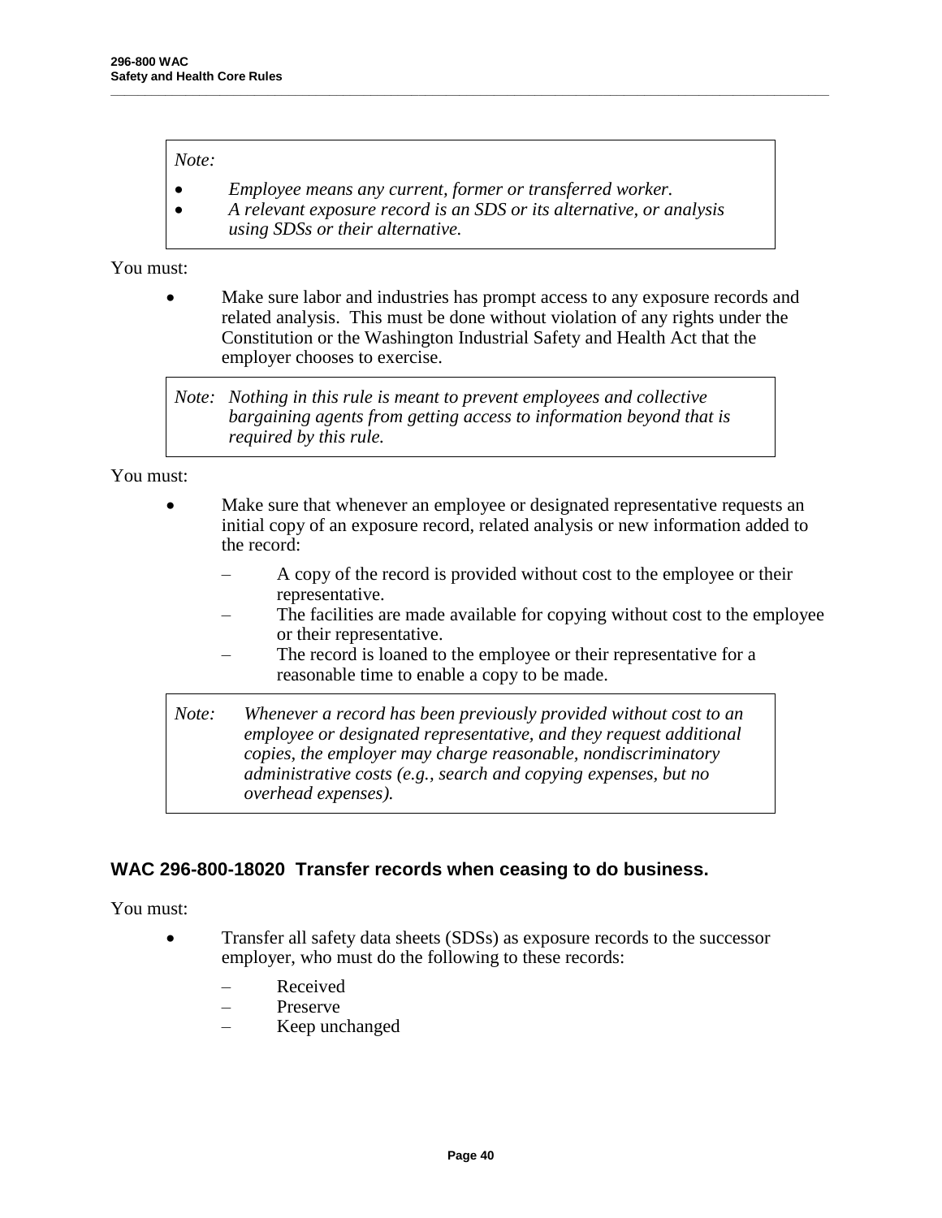> *Note:*
>
> - *Employee means any current, former or transferred worker.*
> - *A relevant exposure record is an SDS or its alternative, or analysis using SDSs or their alternative.*

You must:

- Make sure labor and industries has prompt access to any exposure records and related analysis. This must be done without violation of any rights under the Constitution or the Washington Industrial Safety and Health Act that the employer chooses to exercise.

> *Note: Nothing in this rule is meant to prevent employees and collective bargaining agents from getting access to information beyond that is required by this rule.*

You must:

- Make sure that whenever an employee or designated representative requests an initial copy of an exposure record, related analysis or new information added to the record:
  - A copy of the record is provided without cost to the employee or their representative.
  - The facilities are made available for copying without cost to the employee or their representative.
  - The record is loaned to the employee or their representative for a reasonable time to enable a copy to be made.

> *Note: Whenever a record has been previously provided without cost to an employee or designated representative, and they request additional copies, the employer may charge reasonable, nondiscriminatory administrative costs (e.g., search and copying expenses, but no overhead expenses).*

### WAC 296-800-18020 Transfer records when ceasing to do business.

You must:

- Transfer all safety data sheets (SDSs) as exposure records to the successor employer, who must do the following to these records:
  - Received
  - Preserve
  - Keep unchanged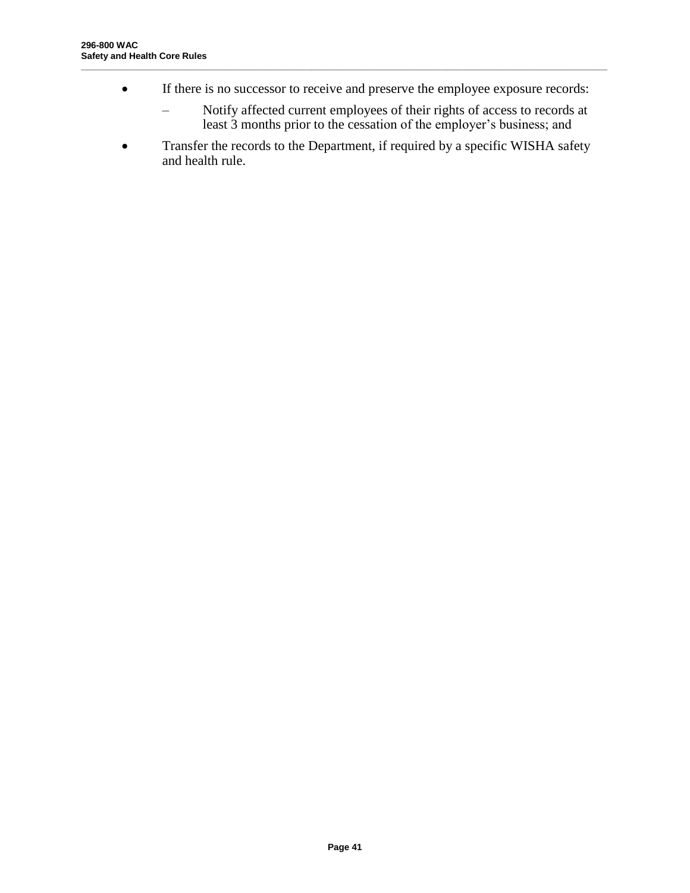- If there is no successor to receive and preserve the employee exposure records:
  - Notify affected current employees of their rights of access to records at least 3 months prior to the cessation of the employer's business; and
- Transfer the records to the Department, if required by a specific WISHA safety and health rule.